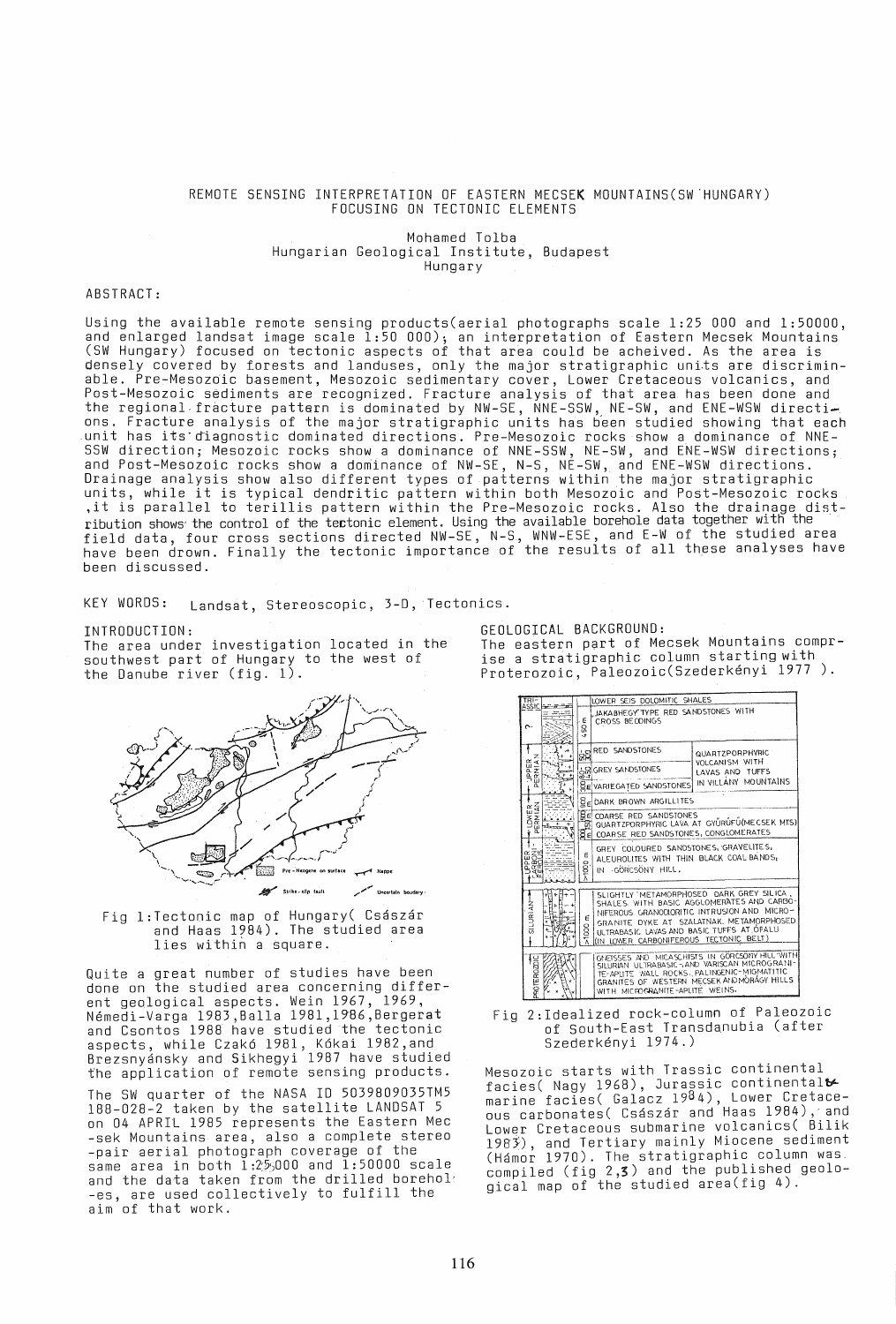# REMOTE SENSING INTERPRETATION OF EASTERN MECSEK MOUNTAINS(SW HUNGARY) FOCUSING ON TECTONIC ELEMENTS

Mohamed Tolba
Hungarian Geological Institute, Budapest
Hungary

## ABSTRACT:

Using the available remote sensing products(aerial photographs scale 1:25 000 and 1:50000, and enlarged landsat image scale 1:50 000); an interpretation of Eastern Mecsek Mountains (SW Hungary) focused on tectonic aspects of that area could be acheived. As the area is densely covered by forests and landuses, only the major stratigraphic units are discriminable. Pre-Mesozoic basement, Mesozoic sedimentary cover, Lower Cretaceous volcanics, and Post-Mesozoic sediments are recognized. Fracture analysis of that area has been done and the regional fracture pattern is dominated by NW-SE, NNE-SSW, NE-SW, and ENE-WSW directions. Fracture analysis of the major stratigraphic units has been studied showing that each unit has its diagnostic dominated directions. Pre-Mesozoic rocks show a dominance of NNE-SSW direction; Mesozoic rocks show a dominance of NNE-SSW, NE-SW, and ENE-WSW directions; and Post-Mesozoic rocks show a dominance of NW-SE, N-S, NE-SW, and ENE-WSW directions. Drainage analysis show also different types of patterns within the major stratigraphic units, while it is typical dendritic pattern within both Mesozoic and Post-Mesozoic rocks ,it is parallel to terillis pattern within the Pre-Mesozoic rocks. Also the drainage distribution shows the control of the tectonic element. Using the available borehole data together with the field data, four cross sections directed NW-SE, N-S, WNW-ESE, and E-W of the studied area have been drawn. Finally the tectonic importance of the results of all these analyses have been discussed.

KEY WORDS: Landsat, Stereoscopic, 3-D, Tectonics.

## INTRODUCTION:

The area under investigation located in the southwest part of Hungary to the west of the Danube river (fig. 1).

Fig 1:Tectonic map of Hungary( Császár and Haas 1984). The studied area lies within a square.

Quite a great number of studies have been done on the studied area concerning different geological aspects. Wein 1967, 1969, Némedi-Varga 1983,Balla 1981,1986,Bergerat and Csontos 1988 have studied the tectonic aspects, while Czakó 1981, Kókai 1982,and Brezsnyánsky and Sikhegyi 1987 have studied the application of remote sensing products.

The SW quarter of the NASA ID 5039809035TM5 188-028-2 taken by the satellite LANDSAT 5 on 04 APRIL 1985 represents the Eastern Mec-sek Mountains area, also a complete stereo-pair aerial photograph coverage of the same area in both 1:25,000 and 1:50000 scale and the data taken from the drilled borehol-es, are used collectively to fulfill the aim of that work.

## GEOLOGICAL BACKGROUND:

The eastern part of Mecsek Mountains comprise a stratigraphic column starting with Proterozoic, Paleozoic(Szederkényi 1977 ).

Fig 2:Idealized rock-column of Paleozoic of South-East Transdanubia (after Szederkényi 1974.)

Mesozoic starts with Trassic continental facies( Nagy 1968), Jurassic continental-marine facies( Galacz 1984), Lower Cretaceous carbonates( Császár and Haas 1984), and Lower Cretaceous submarine volcanics( Bilik 1983), and Tertiary mainly Miocene sediment (Hámor 1970). The stratigraphic column was compiled (fig 2,3) and the published geological map of the studied area(fig 4).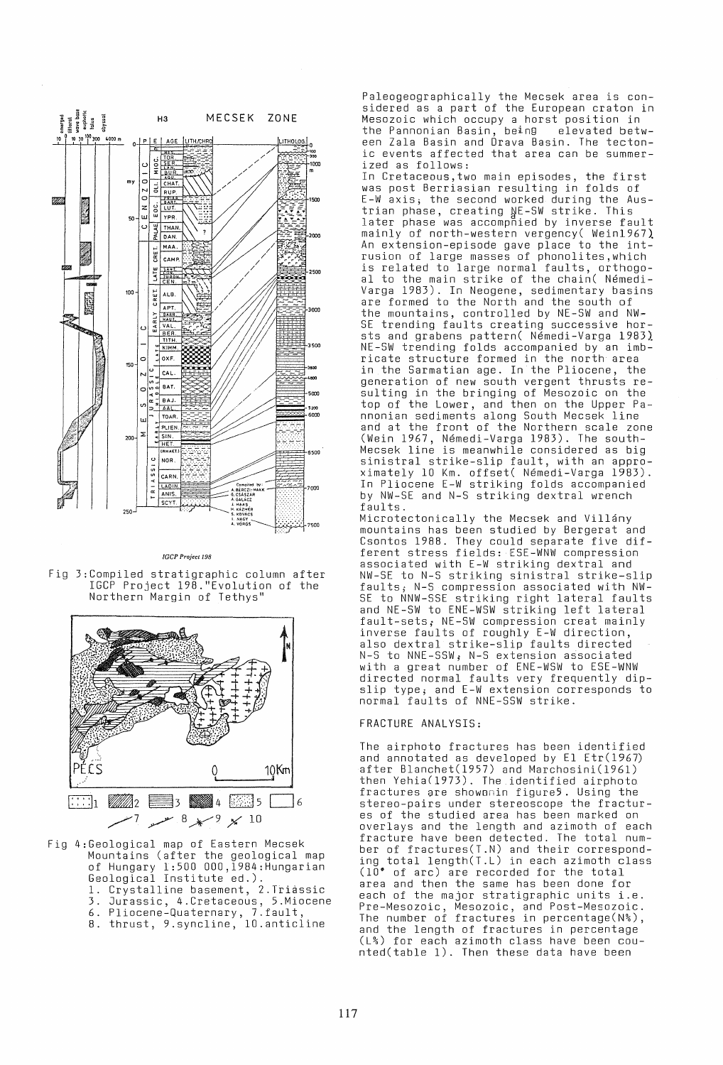Fig 3: Compiled stratigraphic column after IGCP Project 198. "Evolution of the Northern Margin of Tethys"

Fig 4: Geological map of Eastern Mecsek Mountains (after the geological map of Hungary 1:500 000, 1984: Hungarian Geological Institute ed.).
1. Crystalline basement, 2. Triassic
3. Jurassic, 4. Cretaceous, 5. Miocene
6. Pliocene-Quaternary, 7. fault,
8. thrust, 9. syncline, 10. anticline

Paleogeographically the Mecsek area is considered as a part of the European craton in Mesozoic which occupy a horst position in the Pannonian Basin, being elevated between Zala Basin and Drava Basin. The tectonic events affected that area can be summerized as follows:

In Cretaceous, two main episodes, the first was post Berriasian resulting in folds of E-W axis; the second worked during the Austrian phase, creating NE-SW strike. This later phase was accompnied by inverse fault mainly of north-western vergency( Wein1967). An extension-episode gave place to the intrusion of large masses of phonolites, which is related to large normal faults, orthogoal to the main strike of the chain( Némedi-Varga 1983). In Neogene, sedimentary basins are formed to the North and the south of the mountains, controlled by NE-SW and NW-SE trending faults creating successive horsts and grabens pattern( Némedi-Varga 1983). NE-SW trending folds accompanied by an imbricate structure formed in the north area in the Sarmatian age. In the Pliocene, the generation of new south vergent thrusts resulting in the bringing of Mesozoic on the top of the Lower, and then on the Upper Pannonian sediments along South Mecsek line and at the front of the Northern scale zone (Wein 1967, Némedi-Varga 1983). The south-Mecsek line is meanwhile considered as big sinistral strike-slip fault, with an approximately 10 Km. offset( Némedi-Varga 1983). In Pliocene E-W striking folds accompanied by NW-SE and N-S striking dextral wrench faults.

Microtectonically the Mecsek and Villány mountains has been studied by Bergerat and Csontos 1988. They could separate five different stress fields: ESE-WNW compression associated with E-W striking dextral and NW-SE to N-S striking sinistral strike-slip faults; N-S compression associated with NW-SE to NNW-SSE striking right lateral faults and NE-SW to ENE-WSW striking left lateral fault-sets; NE-SW compression creat mainly inverse faults of roughly E-W direction, also dextral strike-slip faults directed N-S to NNE-SSW; N-S extension associated with a great number of ENE-WSW to ESE-WNW directed normal faults very frequently dip-slip type; and E-W extension corresponds to normal faults of NNE-SSW strike.

## FRACTURE ANALYSIS:

The airphoto fractures has been identified and annotated as developed by El Etr(1967) after Blanchet(1957) and Marchosini(1961) then Yehia(1973). The identified airphoto fractures are shownin figure5. Using the stereo-pairs under stereoscope the fractures of the studied area has been marked on overlays and the length and azimoth of each fracture have been detected. The total number of fractures(T.N) and their corresponding total length(T.L) in each azimoth class (10° of arc) are recorded for the total area and then the same has been done for each of the major stratigraphic units i.e. Pre-Mesozoic, Mesozoic, and Post-Mesozoic. The number of fractures in percentage(N%), and the length of fractures in percentage (L%) for each azimoth class have been counted(table 1). Then these data have been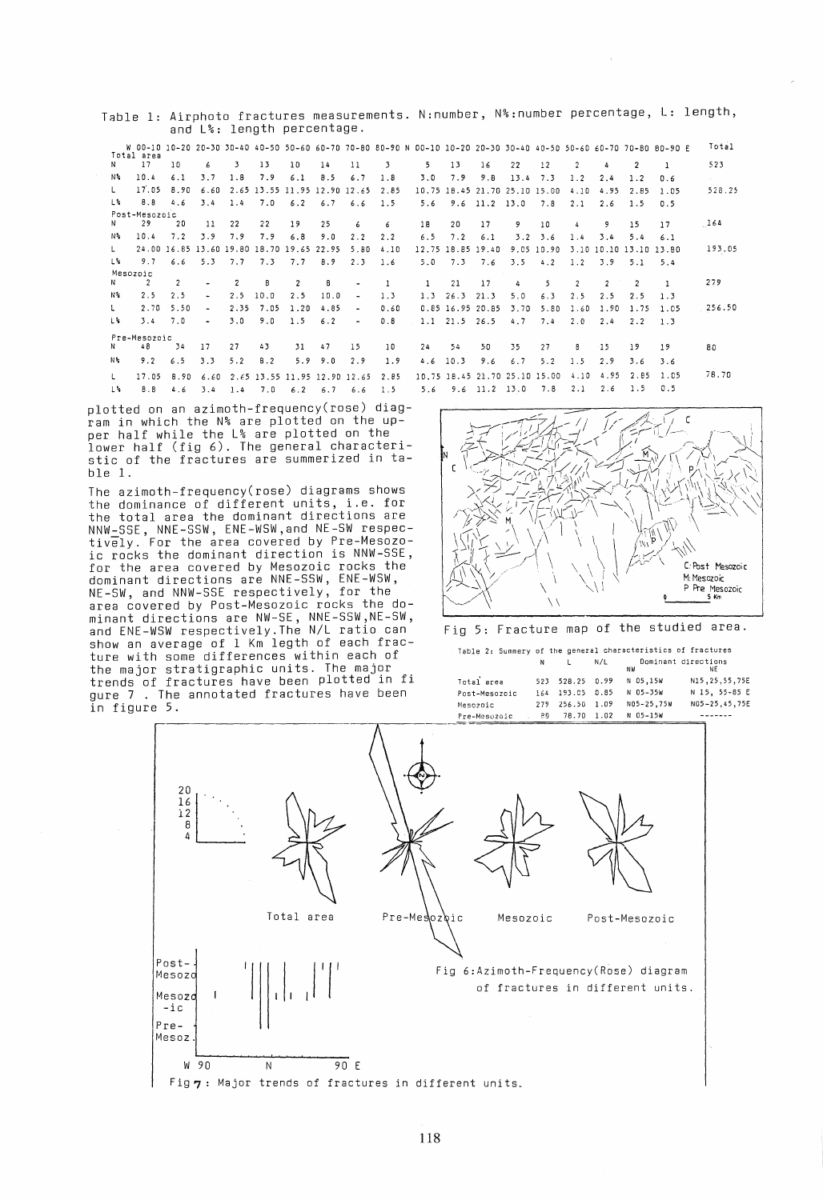Table 1: Airphoto fractures measurements. N:number, N%:number percentage, L: length, and L%: length percentage.

| | W 00-10 | 10-20 | 20-30 | 30-40 | 40-50 | 50-60 | 60-70 | 70-80 | 80-90 N | 00-10 | 10-20 | 20-30 | 30-40 | 40-50 | 50-60 | 60-70 | 70-80 | 80-90 E | Total |
|---|---|---|---|---|---|---|---|---|---|---|---|---|---|---|---|---|---|---|---|
| **Total area** | | | | | | | | | | | | | | | | | | | |
| N | 17 | 10 | 6 | 3 | 13 | 10 | 14 | 11 | 3 | 5 | 13 | 16 | 22 | 12 | 2 | 4 | 2 | 1 | 523 |
| N% | 10.4 | 6.1 | 3.7 | 1.8 | 7.9 | 6.1 | 8.5 | 6.7 | 1.8 | 3.0 | 7.9 | 9.8 | 13.4 | 7.3 | 1.2 | 2.4 | 1.2 | 0.6 | |
| L | 17.05 | 8.90 | 6.60 | 2.65 | 13.55 | 11.95 | 12.90 | 12.65 | 2.85 | 10.75 | 18.45 | 21.70 | 25.10 | 15.00 | 4.10 | 4.95 | 2.85 | 1.05 | 528.25 |
| L% | 8.8 | 4.6 | 3.4 | 1.4 | 7.0 | 6.2 | 6.7 | 6.6 | 1.5 | 5.6 | 9.6 | 11.2 | 13.0 | 7.8 | 2.1 | 2.6 | 1.5 | 0.5 | |
| **Post-Mesozoic** | | | | | | | | | | | | | | | | | | | |
| N | 29 | 20 | 11 | 22 | 22 | 19 | 25 | 6 | 6 | 18 | 20 | 17 | 9 | 10 | 4 | 9 | 15 | 17 | 164 |
| N% | 10.4 | 7.2 | 3.9 | 7.9 | 7.9 | 6.8 | 9.0 | 2.2 | 2.2 | 6.5 | 7.2 | 6.1 | 3.2 | 3.6 | 1.4 | 3.4 | 5.4 | 6.1 | |
| L | 24.00 | 16.85 | 13.60 | 19.80 | 18.70 | 19.65 | 22.95 | 5.80 | 4.10 | 12.75 | 18.85 | 19.40 | 9.05 | 10.90 | 3.10 | 10.10 | 13.10 | 13.80 | 193.05 |
| L% | 9.7 | 6.6 | 5.3 | 7.7 | 7.3 | 7.7 | 8.9 | 2.3 | 1.6 | 5.0 | 7.3 | 7.6 | 3.5 | 4.2 | 1.2 | 3.9 | 5.1 | 5.4 | |
| **Mesozoic** | | | | | | | | | | | | | | | | | | | |
| N | 2 | 2 | - | 2 | 8 | 2 | 8 | - | 1 | 1 | 21 | 17 | 4 | 5 | 2 | 2 | 2 | 1 | 279 |
| N% | 2.5 | 2.5 | - | 2.5 | 10.0 | 2.5 | 10.0 | - | 1.3 | 1.3 | 26.3 | 21.3 | 5.0 | 6.3 | 2.5 | 2.5 | 2.5 | 1.3 | |
| L | 2.70 | 5.50 | - | 2.35 | 7.05 | 1.20 | 4.85 | - | 0.60 | 0.85 | 16.95 | 20.85 | 3.70 | 5.80 | 1.60 | 1.90 | 1.75 | 1.05 | 256.50 |
| L% | 3.4 | 7.0 | - | 3.0 | 9.0 | 1.5 | 6.2 | - | 0.8 | 1.1 | 21.5 | 26.5 | 4.7 | 7.4 | 2.0 | 2.4 | 2.2 | 1.3 | |
| **Pre-Mesozoic** | | | | | | | | | | | | | | | | | | | |
| N | 48 | 34 | 17 | 27 | 43 | 31 | 47 | 15 | 10 | 24 | 54 | 50 | 35 | 27 | 8 | 15 | 19 | 19 | 80 |
| N% | 9.2 | 6.5 | 3.3 | 5.2 | 8.2 | 5.9 | 9.0 | 2.9 | 1.9 | 4.6 | 10.3 | 9.6 | 6.7 | 5.2 | 1.5 | 2.9 | 3.6 | 3.6 | |
| L | 17.05 | 8.90 | 6.60 | 2.65 | 13.55 | 11.95 | 12.90 | 12.65 | 2.85 | 10.75 | 18.45 | 21.70 | 25.10 | 15.00 | 4.10 | 4.95 | 2.85 | 1.05 | 78.70 |
| L% | 8.8 | 4.6 | 3.4 | 1.4 | 7.0 | 6.2 | 6.7 | 6.6 | 1.5 | 5.6 | 9.6 | 11.2 | 13.0 | 7.8 | 2.1 | 2.6 | 1.5 | 0.5 | |

plotted on an azimoth-frequency(rose) diagram in which the N% are plotted on the upper half while the L% are plotted on the lower half (fig 6). The general characteristic of the fractures are summerized in table 1.

The azimoth-frequency(rose) diagrams shows the dominance of different units, i.e. for the total area the dominant directions are NNW-SSE, NNE-SSW, ENE-WSW, and NE-SW respectively. For the area covered by Pre-Mesozoic rocks the dominant direction is NNW-SSE, for the area covered by Mesozoic rocks the dominant directions are NNE-SSW, ENE-WSW, NE-SW, and NNW-SSE respectively, for the area covered by Post-Mesozoic rocks the dominant directions are NW-SE, NNE-SSW, NE-SW, and ENE-WSW respectively. The N/L ratio can show an average of 1 Km legth of each fracture with some differences within each of the major stratigraphic units. The major trends of fractures have been plotted in figure 7 . The annotated fractures have been in figure 5.

Fig 5: Fracture map of the studied area.

Table 2: Summery of the general characteristics of fractures

| | N | L | N/L | Dominant directions NW | Dominant directions NE |
|---|---|---|---|---|---|
| Total area | 523 | 528.25 | 0.99 | N 05,15W | N15,25,55,75E |
| Post-Mesozoic | 164 | 193.05 | 0.85 | N 05-35W | N 15, 55-85 E |
| Mesozoic | 279 | 256.50 | 1.09 | N05-25,75W | N05-25,45,75E |
| Pre-Mesozoic | 80 | 78.70 | 1.02 | N 05-15W | ------- |

Fig 6: Azimoth-Frequency(Rose) diagram of fractures in different units.

Fig 7: Major trends of fractures in different units.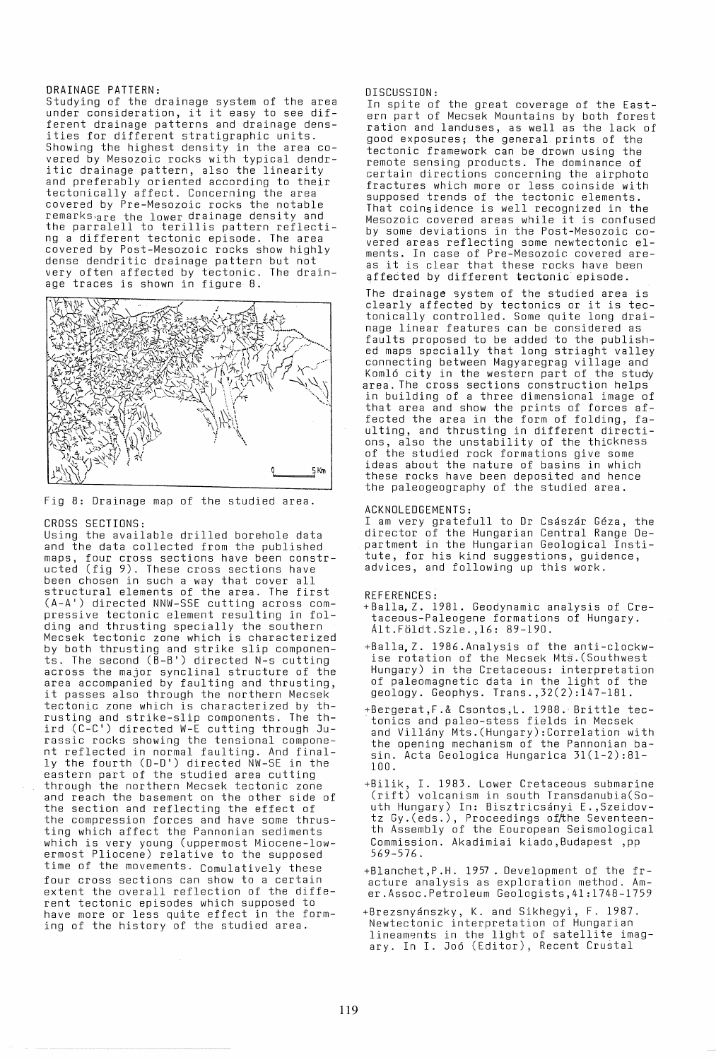## DRAINAGE PATTERN:

Studying of the drainage system of the area under consideration, it it easy to see different drainage patterns and drainage densities for different stratigraphic units. Showing the highest density in the area covered by Mesozoic rocks with typical dendritic drainage pattern, also the linearity and preferably oriented according to their tectonically affect. Concerning the area covered by Pre-Mesozoic rocks the notable remarks are the lower drainage density and the parralell to terillis pattern reflecting a different tectonic episode. The area covered by Post-Mesozoic rocks show highly dense dendritic drainage pattern but not very often affected by tectonic. The drainage traces is shown in figure 8.

Fig 8: Drainage map of the studied area.

## CROSS SECTIONS:

Using the available drilled borehole data and the data collected from the published maps, four cross sections have been constructed (fig 9). These cross sections have been chosen in such a way that cover all structural elements of the area. The first (A-A') directed NNW-SSE cutting across compressive tectonic element resulting in folding and thrusting specially the southern Mecsek tectonic zone which is characterized by both thrusting and strike slip components. The second (B-B') directed N-s cutting across the major synclinal structure of the area accompanied by faulting and thrusting, it passes also through the northern Mecsek tectonic zone which is characterized by thrusting and strike-slip components. The third (C-C') directed W-E cutting through Jurassic rocks showing the tensional component reflected in normal faulting. And finally the fourth (D-D') directed NW-SE in the eastern part of the studied area cutting through the northern Mecsek tectonic zone and reach the basement on the other side of the section and reflecting the effect of the compression forces and have some thrusting which affect the Pannonian sediments which is very young (uppermost Miocene-lowermost Pliocene) relative to the supposed time of the movements. Comulatively these four cross sections can show to a certain extent the overall reflection of the different tectonic episodes which supposed to have more or less quite effect in the forming of the history of the studied area.

## DISCUSSION:

In spite of the great coverage of the Eastern part of Mecsek Mountains by both forest ration and landuses, as well as the lack of good exposures; the general prints of the tectonic framework can be drown using the remote sensing products. The dominance of certain directions concerning the airphoto fractures which more or less coinside with supposed trends of the tectonic elements. That coinsidence is well recognized in the Mesozoic covered areas while it is confused by some deviations in the Post-Mesozoic covered areas reflecting some newtectonic elments. In case of Pre-Mesozoic covered areas it is clear that these rocks have been affected by different tectonic episode.

The drainage system of the studied area is clearly affected by tectonics or it is tectonically controlled. Some quite long drainage linear features can be considered as faults proposed to be added to the published maps specially that long striaght valley connecting between Magyaregrag village and Komló city in the western part of the study area. The cross sections construction helps in building of a three dimensional image of that area and show the prints of forces affected the area in the form of folding, faulting, and thrusting in different directions, also the unstability of the thickness of the studied rock formations give some ideas about the nature of basins in which these rocks have been deposited and hence the paleogeography of the studied area.

## ACKNOLEDGEMENTS:

I am very gratefull to Dr Császár Géza, the director of the Hungarian Central Range Department in the Hungarian Geological Institute, for his kind suggestions, guidence, advices, and following up this work.

## REFERENCES:

+Balla, Z. 1981. Geodynamic analysis of Cretaceous-Paleogene formations of Hungary. Ált.Földt.Szle.,16: 89-190.

+Balla, Z. 1986.Analysis of the anti-clockwise rotation of the Mecsek Mts.(Southwest Hungary) in the Cretaceous: interpretation of paleomagnetic data in the light of the geology. Geophys. Trans.,32(2):147-181.

+Bergerat,F.& Csontos,L. 1988. Brittle tectonics and paleo-stess fields in Mecsek and Villány Mts.(Hungary):Correlation with the opening mechanism of the Pannonian basin. Acta Geologica Hungarica 31(1-2):81-100.

+Bilik, I. 1983. Lower Cretaceous submarine (rift) volcanism in south Transdanubia(South Hungary) In: Bisztricsányi E.,Szeidovtz Gy.(eds.), Proceedings of the Seventeenth Assembly of the Eouropean Seismological Commission. Akadimiai kiado,Budapest ,pp 569-576.

+Blanchet,P.H. 1957 . Development of the fracture analysis as exploration method. Amer.Assoc.Petroleum Geologists,41:1748-1759

+Brezsnyánszky, K. and Sikhegyi, F. 1987. Newtectonic interpretation of Hungarian lineaments in the light of satellite imagary. In I. Joó (Editor), Recent Crustal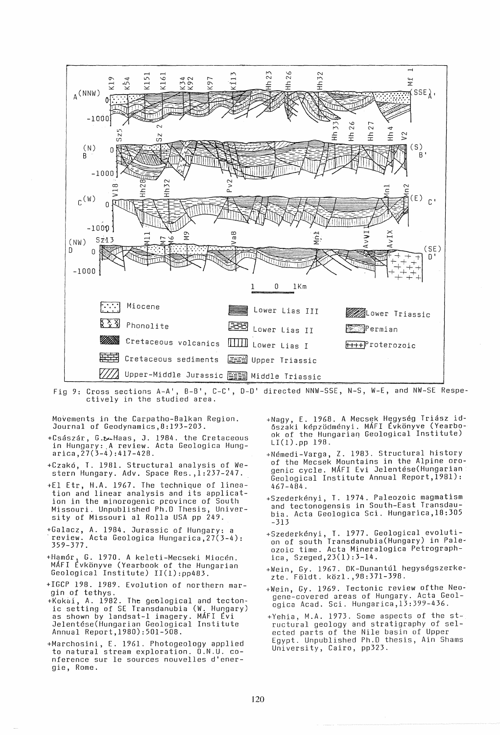A (NNW)

K19 K54 K151 K161 K34 K92 K97 K113 Hh23 Hh26 Hh32 Mf 1

(SSE) A'

0

-1000

Sz5 Sz 2 Hh 33 Hh 26 Hh 27 Hh 4 V2

(N) B

(S) B'

0

-1000

V18 Hh28 Hh32 Pv2 Mn1 Mn2

C (W)

(E) C'

0

-1000

(NW) Sz13 M11 M7 M6 M9 Va8 Mn1 AvVII AvIX

D

(SE) D'

0

-1000

1 0 1Km

Miocene

Phonolite

Cretaceous volcanics

Cretaceous sediments

Upper-Middle Jurassic

Lower Lias III

Lower Lias II

Lower Lias I

Upper Triassic

Middle Triassic

Lower Triassic

Permian

Proterozoic

Fig 9: Cross sections A-A', B-B', C-C', D-D' directed NNW-SSE, N-S, W-E, and NW-SE Respectively in the studied area.

Movements in the Carpatho-Balkan Region. Journal of Geodynamics,8:193-203.

+Császár, G.&Haas, J. 1984. the Cretaceous in Hungary: A review. Acta Geologica Hungarica,27(3-4):417-428.

+Czakó, T. 1981. Structural analysis of Western Hungary. Adv. Space Res.,1:237-247.

+El Etr, H.A. 1967. The technique of lineation and linear analysis and its application in the minorogenic province of South Missouri. Unpublished Ph.D Thesis, University of Missouri al Rolla USA pp 249.

+Galacz, A. 1984. Jurassic of Hungary: a review. Acta Geologica Hungarica,27(3-4): 359-377.

+Hamór, G. 1970. A keleti-Mecseki Miocén. MÁFI Évkönyve (Yearbook of the Hungarian Geological Institute) II(1):pp483.

+IGCP 198. 1989. Evolution of northern margin of tethys.

+Kokai, A. 1982. The geological and tectonic setting of SE Transdanubia (W. Hungary) as shown by landsat-1 imagery. MÁFI Évi Jelentése(Hungarian Geological Institute Annual Report,1980):501-508.

+Marchosini, E. 1961. Photogeology applied to natural stream exploration. O.N.U. conference sur le sources nouvelles d'energie, Rome.

+Nagy, E. 1968. A Mecsek Hegység Triász időszaki képződményi. MÁFI Évkönyve (Yearbook of the Hungarian Geological Institute) LI(1).pp 198.

+Némedi-Varga, Z. 1983. Structural history of the Mecsek Mountains in the Alpine orogenic cycle. MÁFI Évi Jelentése(Hungarian Geological Institute Annual Report,1981): 467-484.

+Szederkényi, T. 1974. Paleozoic magmatism and tectonogensis in South-East Transdaubia. Acta Geologica Sci. Hungarica,18:305 -313

+Szederkényi, T. 1977. Geological evolution of south Transdanubia(Hungary) in Paleozoic time. Acta Mineralogica Petrographica, Szeged,23(1):3-14.

+Wein, Gy. 1967. DK-Dunantúl hegységszerkezte. Földt. közl.,98:371-398.

+Wein, Gy. 1969. Tectonic review ofthe Neogene-covered areas of Hungary. Acta Geologica Acad. Sci. Hungarica,13:399-436.

+Yehia, M.A. 1973. Some aspects of the structural geology and stratigraphy of selected parts of the Nile basin of Upper Egypt. Unpublished Ph.D thesis, Ain Shams University, Cairo, pp323.